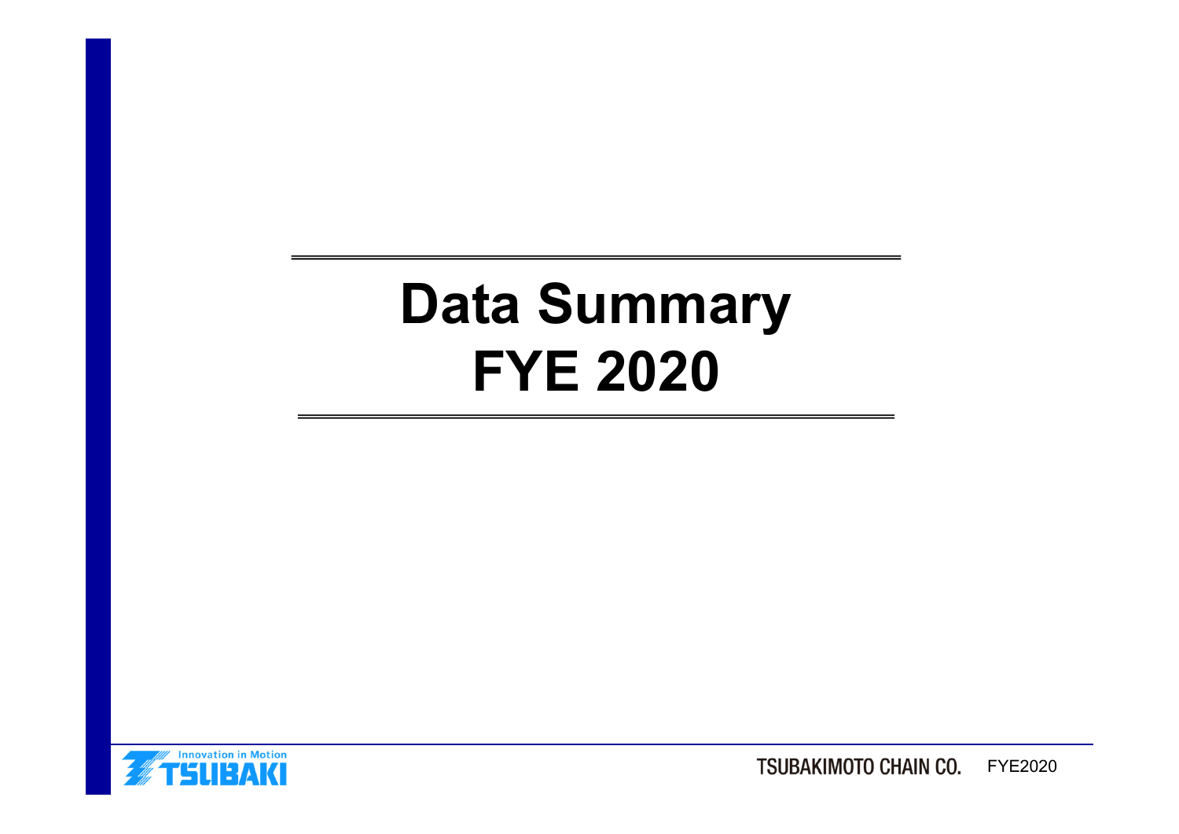# Data Summary
# FYE 2020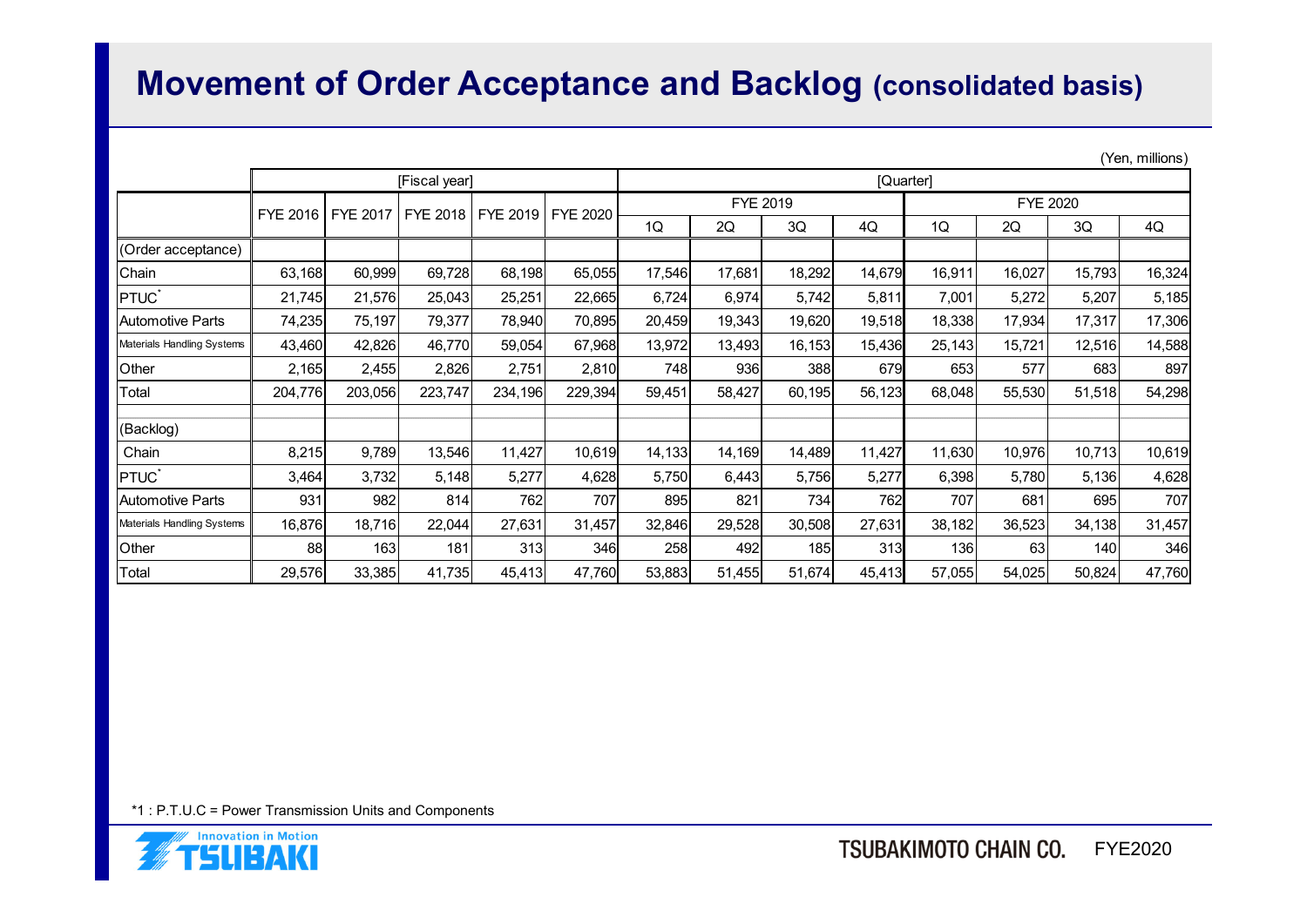# Movement of Order Acceptance and Backlog (consolidated basis)

(Yen, millions)

| | [Fiscal year] | | | | | [Quarter] | | | | | | | |
|---|---|---|---|---|---|---|---|---|---|---|---|---|---|
| | FYE 2016 | FYE 2017 | FYE 2018 | FYE 2019 | FYE 2020 | FYE 2019 | | | | FYE 2020 | | | |
| | | | | | | 1Q | 2Q | 3Q | 4Q | 1Q | 2Q | 3Q | 4Q |
| (Order acceptance) | | | | | | | | | | | | | |
| Chain | 63,168 | 60,999 | 69,728 | 68,198 | 65,055 | 17,546 | 17,681 | 18,292 | 14,679 | 16,911 | 16,027 | 15,793 | 16,324 |
| PTUC* | 21,745 | 21,576 | 25,043 | 25,251 | 22,665 | 6,724 | 6,974 | 5,742 | 5,811 | 7,001 | 5,272 | 5,207 | 5,185 |
| Automotive Parts | 74,235 | 75,197 | 79,377 | 78,940 | 70,895 | 20,459 | 19,343 | 19,620 | 19,518 | 18,338 | 17,934 | 17,317 | 17,306 |
| Materials Handling Systems | 43,460 | 42,826 | 46,770 | 59,054 | 67,968 | 13,972 | 13,493 | 16,153 | 15,436 | 25,143 | 15,721 | 12,516 | 14,588 |
| Other | 2,165 | 2,455 | 2,826 | 2,751 | 2,810 | 748 | 936 | 388 | 679 | 653 | 577 | 683 | 897 |
| Total | 204,776 | 203,056 | 223,747 | 234,196 | 229,394 | 59,451 | 58,427 | 60,195 | 56,123 | 68,048 | 55,530 | 51,518 | 54,298 |
| | | | | | | | | | | | | | |
| (Backlog) | | | | | | | | | | | | | |
| Chain | 8,215 | 9,789 | 13,546 | 11,427 | 10,619 | 14,133 | 14,169 | 14,489 | 11,427 | 11,630 | 10,976 | 10,713 | 10,619 |
| PTUC* | 3,464 | 3,732 | 5,148 | 5,277 | 4,628 | 5,750 | 6,443 | 5,756 | 5,277 | 6,398 | 5,780 | 5,136 | 4,628 |
| Automotive Parts | 931 | 982 | 814 | 762 | 707 | 895 | 821 | 734 | 762 | 707 | 681 | 695 | 707 |
| Materials Handling Systems | 16,876 | 18,716 | 22,044 | 27,631 | 31,457 | 32,846 | 29,528 | 30,508 | 27,631 | 38,182 | 36,523 | 34,138 | 31,457 |
| Other | 88 | 163 | 181 | 313 | 346 | 258 | 492 | 185 | 313 | 136 | 63 | 140 | 346 |
| Total | 29,576 | 33,385 | 41,735 | 45,413 | 47,760 | 53,883 | 51,455 | 51,674 | 45,413 | 57,055 | 54,025 | 50,824 | 47,760 |

*1 : P.T.U.C = Power Transmission Units and Components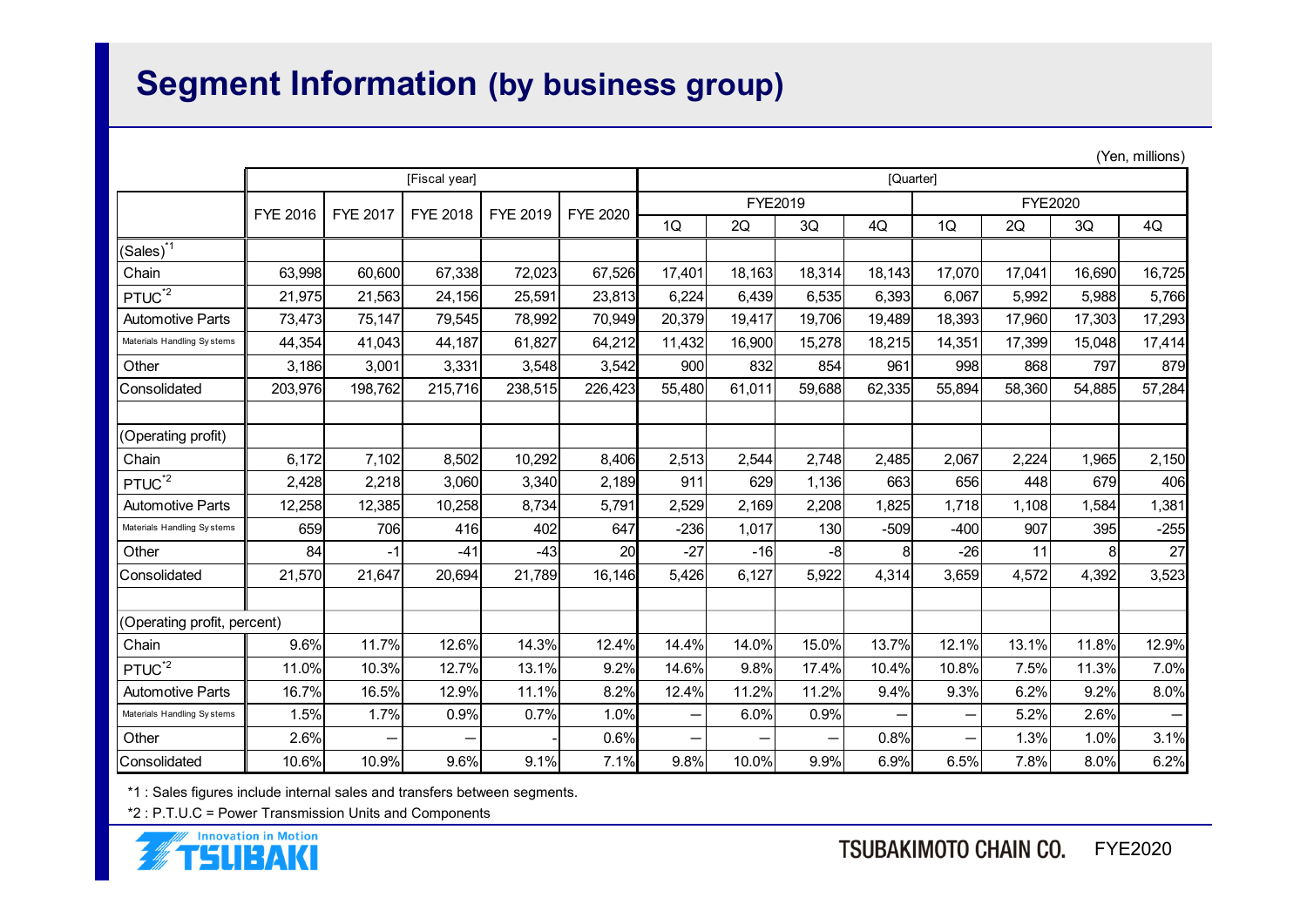# Segment Information (by business group)

(Yen, millions)

| | [Fiscal year] | | | | | [Quarter] | | | | | | | |
|---|---|---|---|---|---|---|---|---|---|---|---|---|---|
| | FYE 2016 | FYE 2017 | FYE 2018 | FYE 2019 | FYE 2020 | FYE2019 | | | | FYE2020 | | | |
| | | | | | | 1Q | 2Q | 3Q | 4Q | 1Q | 2Q | 3Q | 4Q |
| (Sales)[*1] | | | | | | | | | | | | | |
| Chain | 63,998 | 60,600 | 67,338 | 72,023 | 67,526 | 17,401 | 18,163 | 18,314 | 18,143 | 17,070 | 17,041 | 16,690 | 16,725 |
| PTUC[*2] | 21,975 | 21,563 | 24,156 | 25,591 | 23,813 | 6,224 | 6,439 | 6,535 | 6,393 | 6,067 | 5,992 | 5,988 | 5,766 |
| Automotive Parts | 73,473 | 75,147 | 79,545 | 78,992 | 70,949 | 20,379 | 19,417 | 19,706 | 19,489 | 18,393 | 17,960 | 17,303 | 17,293 |
| Materials Handling Systems | 44,354 | 41,043 | 44,187 | 61,827 | 64,212 | 11,432 | 16,900 | 15,278 | 18,215 | 14,351 | 17,399 | 15,048 | 17,414 |
| Other | 3,186 | 3,001 | 3,331 | 3,548 | 3,542 | 900 | 832 | 854 | 961 | 998 | 868 | 797 | 879 |
| Consolidated | 203,976 | 198,762 | 215,716 | 238,515 | 226,423 | 55,480 | 61,011 | 59,688 | 62,335 | 55,894 | 58,360 | 54,885 | 57,284 |
| | | | | | | | | | | | | | |
| (Operating profit) | | | | | | | | | | | | | |
| Chain | 6,172 | 7,102 | 8,502 | 10,292 | 8,406 | 2,513 | 2,544 | 2,748 | 2,485 | 2,067 | 2,224 | 1,965 | 2,150 |
| PTUC[*2] | 2,428 | 2,218 | 3,060 | 3,340 | 2,189 | 911 | 629 | 1,136 | 663 | 656 | 448 | 679 | 406 |
| Automotive Parts | 12,258 | 12,385 | 10,258 | 8,734 | 5,791 | 2,529 | 2,169 | 2,208 | 1,825 | 1,718 | 1,108 | 1,584 | 1,381 |
| Materials Handling Systems | 659 | 706 | 416 | 402 | 647 | -236 | 1,017 | 130 | -509 | -400 | 907 | 395 | -255 |
| Other | 84 | -1 | -41 | -43 | 20 | -27 | -16 | -8 | 8 | -26 | 11 | 8 | 27 |
| Consolidated | 21,570 | 21,647 | 20,694 | 21,789 | 16,146 | 5,426 | 6,127 | 5,922 | 4,314 | 3,659 | 4,572 | 4,392 | 3,523 |
| | | | | | | | | | | | | | |
| (Operating profit, percent) | | | | | | | | | | | | | |
| Chain | 9.6% | 11.7% | 12.6% | 14.3% | 12.4% | 14.4% | 14.0% | 15.0% | 13.7% | 12.1% | 13.1% | 11.8% | 12.9% |
| PTUC[*2] | 11.0% | 10.3% | 12.7% | 13.1% | 9.2% | 14.6% | 9.8% | 17.4% | 10.4% | 10.8% | 7.5% | 11.3% | 7.0% |
| Automotive Parts | 16.7% | 16.5% | 12.9% | 11.1% | 8.2% | 12.4% | 11.2% | 11.2% | 9.4% | 9.3% | 6.2% | 9.2% | 8.0% |
| Materials Handling Systems | 1.5% | 1.7% | 0.9% | 0.7% | 1.0% | — | 6.0% | 0.9% | — | — | 5.2% | 2.6% | — |
| Other | 2.6% | — | — | - | 0.6% | — | — | — | 0.8% | — | 1.3% | 1.0% | 3.1% |
| Consolidated | 10.6% | 10.9% | 9.6% | 9.1% | 7.1% | 9.8% | 10.0% | 9.9% | 6.9% | 6.5% | 7.8% | 8.0% | 6.2% |

*1 : Sales figures include internal sales and transfers between segments.

*2 : P.T.U.C = Power Transmission Units and Components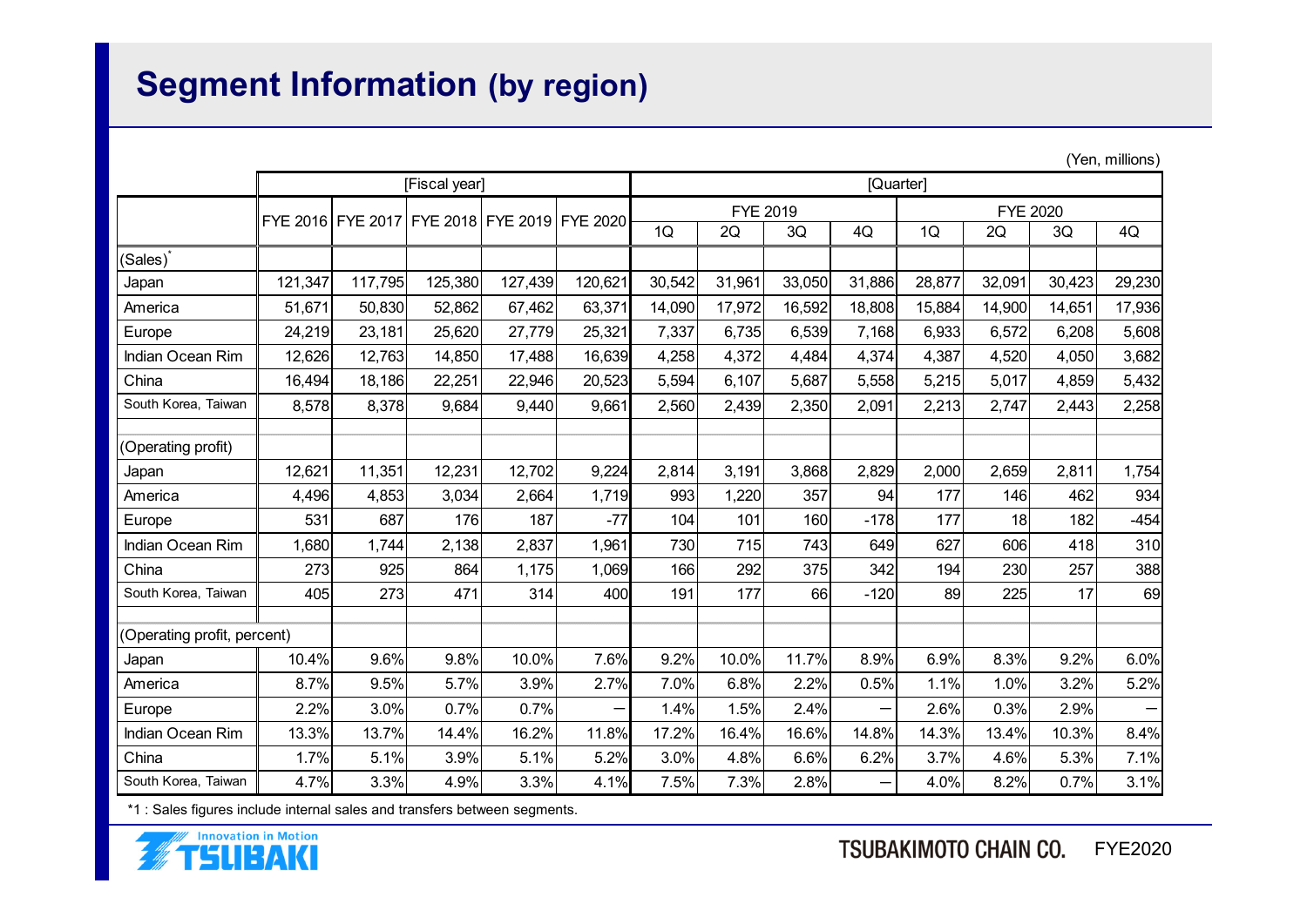# Segment Information (by region)

(Yen, millions)

| | [Fiscal year] | | | | | [Quarter] | | | | | | | |
|---|---|---|---|---|---|---|---|---|---|---|---|---|---|
| | | | | | | FYE 2019 | | | | FYE 2020 | | | |
| | FYE 2016 | FYE 2017 | FYE 2018 | FYE 2019 | FYE 2020 | 1Q | 2Q | 3Q | 4Q | 1Q | 2Q | 3Q | 4Q |
| (Sales)* | | | | | | | | | | | | | |
| Japan | 121,347 | 117,795 | 125,380 | 127,439 | 120,621 | 30,542 | 31,961 | 33,050 | 31,886 | 28,877 | 32,091 | 30,423 | 29,230 |
| America | 51,671 | 50,830 | 52,862 | 67,462 | 63,371 | 14,090 | 17,972 | 16,592 | 18,808 | 15,884 | 14,900 | 14,651 | 17,936 |
| Europe | 24,219 | 23,181 | 25,620 | 27,779 | 25,321 | 7,337 | 6,735 | 6,539 | 7,168 | 6,933 | 6,572 | 6,208 | 5,608 |
| Indian Ocean Rim | 12,626 | 12,763 | 14,850 | 17,488 | 16,639 | 4,258 | 4,372 | 4,484 | 4,374 | 4,387 | 4,520 | 4,050 | 3,682 |
| China | 16,494 | 18,186 | 22,251 | 22,946 | 20,523 | 5,594 | 6,107 | 5,687 | 5,558 | 5,215 | 5,017 | 4,859 | 5,432 |
| South Korea, Taiwan | 8,578 | 8,378 | 9,684 | 9,440 | 9,661 | 2,560 | 2,439 | 2,350 | 2,091 | 2,213 | 2,747 | 2,443 | 2,258 |
| (Operating profit) | | | | | | | | | | | | | |
| Japan | 12,621 | 11,351 | 12,231 | 12,702 | 9,224 | 2,814 | 3,191 | 3,868 | 2,829 | 2,000 | 2,659 | 2,811 | 1,754 |
| America | 4,496 | 4,853 | 3,034 | 2,664 | 1,719 | 993 | 1,220 | 357 | 94 | 177 | 146 | 462 | 934 |
| Europe | 531 | 687 | 176 | 187 | -77 | 104 | 101 | 160 | -178 | 177 | 18 | 182 | -454 |
| Indian Ocean Rim | 1,680 | 1,744 | 2,138 | 2,837 | 1,961 | 730 | 715 | 743 | 649 | 627 | 606 | 418 | 310 |
| China | 273 | 925 | 864 | 1,175 | 1,069 | 166 | 292 | 375 | 342 | 194 | 230 | 257 | 388 |
| South Korea, Taiwan | 405 | 273 | 471 | 314 | 400 | 191 | 177 | 66 | -120 | 89 | 225 | 17 | 69 |
| (Operating profit, percent) | | | | | | | | | | | | | |
| Japan | 10.4% | 9.6% | 9.8% | 10.0% | 7.6% | 9.2% | 10.0% | 11.7% | 8.9% | 6.9% | 8.3% | 9.2% | 6.0% |
| America | 8.7% | 9.5% | 5.7% | 3.9% | 2.7% | 7.0% | 6.8% | 2.2% | 0.5% | 1.1% | 1.0% | 3.2% | 5.2% |
| Europe | 2.2% | 3.0% | 0.7% | 0.7% | — | 1.4% | 1.5% | 2.4% | — | 2.6% | 0.3% | 2.9% | — |
| Indian Ocean Rim | 13.3% | 13.7% | 14.4% | 16.2% | 11.8% | 17.2% | 16.4% | 16.6% | 14.8% | 14.3% | 13.4% | 10.3% | 8.4% |
| China | 1.7% | 5.1% | 3.9% | 5.1% | 5.2% | 3.0% | 4.8% | 6.6% | 6.2% | 3.7% | 4.6% | 5.3% | 7.1% |
| South Korea, Taiwan | 4.7% | 3.3% | 4.9% | 3.3% | 4.1% | 7.5% | 7.3% | 2.8% | — | 4.0% | 8.2% | 0.7% | 3.1% |

*1 : Sales figures include internal sales and transfers between segments.

TSUBAKIMOTO CHAIN CO. FYE2020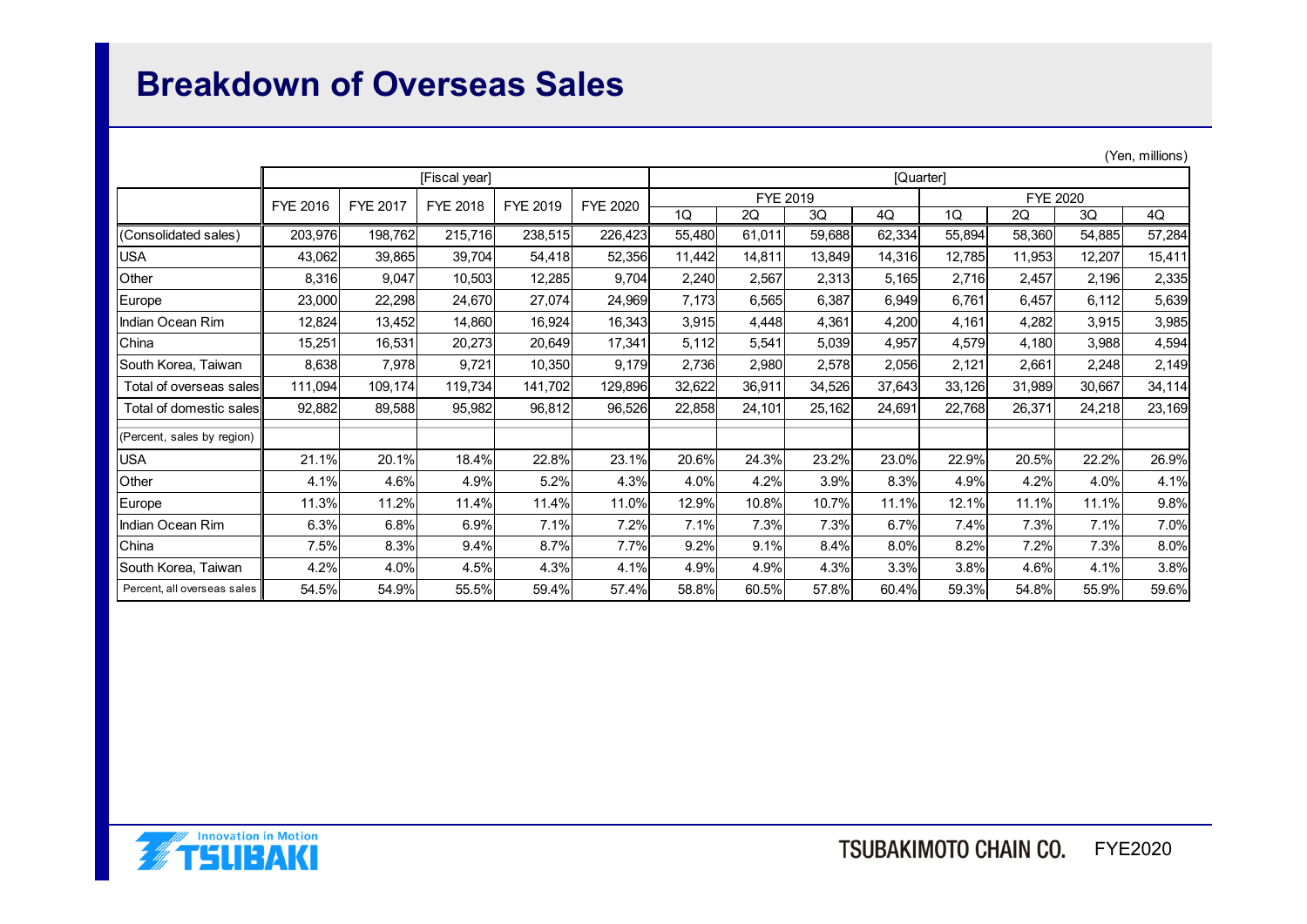# Breakdown of Overseas Sales

(Yen, millions)

| | [Fiscal year] | | | | | [Quarter] | | | | | | | |
|---|---|---|---|---|---|---|---|---|---|---|---|---|---|
| | FYE 2016 | FYE 2017 | FYE 2018 | FYE 2019 | FYE 2020 | FYE 2019 | | | | FYE 2020 | | | |
| | | | | | | 1Q | 2Q | 3Q | 4Q | 1Q | 2Q | 3Q | 4Q |
| (Consolidated sales) | 203,976 | 198,762 | 215,716 | 238,515 | 226,423 | 55,480 | 61,011 | 59,688 | 62,334 | 55,894 | 58,360 | 54,885 | 57,284 |
| USA | 43,062 | 39,865 | 39,704 | 54,418 | 52,356 | 11,442 | 14,811 | 13,849 | 14,316 | 12,785 | 11,953 | 12,207 | 15,411 |
| Other | 8,316 | 9,047 | 10,503 | 12,285 | 9,704 | 2,240 | 2,567 | 2,313 | 5,165 | 2,716 | 2,457 | 2,196 | 2,335 |
| Europe | 23,000 | 22,298 | 24,670 | 27,074 | 24,969 | 7,173 | 6,565 | 6,387 | 6,949 | 6,761 | 6,457 | 6,112 | 5,639 |
| Indian Ocean Rim | 12,824 | 13,452 | 14,860 | 16,924 | 16,343 | 3,915 | 4,448 | 4,361 | 4,200 | 4,161 | 4,282 | 3,915 | 3,985 |
| China | 15,251 | 16,531 | 20,273 | 20,649 | 17,341 | 5,112 | 5,541 | 5,039 | 4,957 | 4,579 | 4,180 | 3,988 | 4,594 |
| South Korea, Taiwan | 8,638 | 7,978 | 9,721 | 10,350 | 9,179 | 2,736 | 2,980 | 2,578 | 2,056 | 2,121 | 2,661 | 2,248 | 2,149 |
| Total of overseas sales | 111,094 | 109,174 | 119,734 | 141,702 | 129,896 | 32,622 | 36,911 | 34,526 | 37,643 | 33,126 | 31,989 | 30,667 | 34,114 |
| Total of domestic sales | 92,882 | 89,588 | 95,982 | 96,812 | 96,526 | 22,858 | 24,101 | 25,162 | 24,691 | 22,768 | 26,371 | 24,218 | 23,169 |
| (Percent, sales by region) | | | | | | | | | | | | | |
| USA | 21.1% | 20.1% | 18.4% | 22.8% | 23.1% | 20.6% | 24.3% | 23.2% | 23.0% | 22.9% | 20.5% | 22.2% | 26.9% |
| Other | 4.1% | 4.6% | 4.9% | 5.2% | 4.3% | 4.0% | 4.2% | 3.9% | 8.3% | 4.9% | 4.2% | 4.0% | 4.1% |
| Europe | 11.3% | 11.2% | 11.4% | 11.4% | 11.0% | 12.9% | 10.8% | 10.7% | 11.1% | 12.1% | 11.1% | 11.1% | 9.8% |
| Indian Ocean Rim | 6.3% | 6.8% | 6.9% | 7.1% | 7.2% | 7.1% | 7.3% | 7.3% | 6.7% | 7.4% | 7.3% | 7.1% | 7.0% |
| China | 7.5% | 8.3% | 9.4% | 8.7% | 7.7% | 9.2% | 9.1% | 8.4% | 8.0% | 8.2% | 7.2% | 7.3% | 8.0% |
| South Korea, Taiwan | 4.2% | 4.0% | 4.5% | 4.3% | 4.1% | 4.9% | 4.9% | 4.3% | 3.3% | 3.8% | 4.6% | 4.1% | 3.8% |
| Percent, all overseas sales | 54.5% | 54.9% | 55.5% | 59.4% | 57.4% | 58.8% | 60.5% | 57.8% | 60.4% | 59.3% | 54.8% | 55.9% | 59.6% |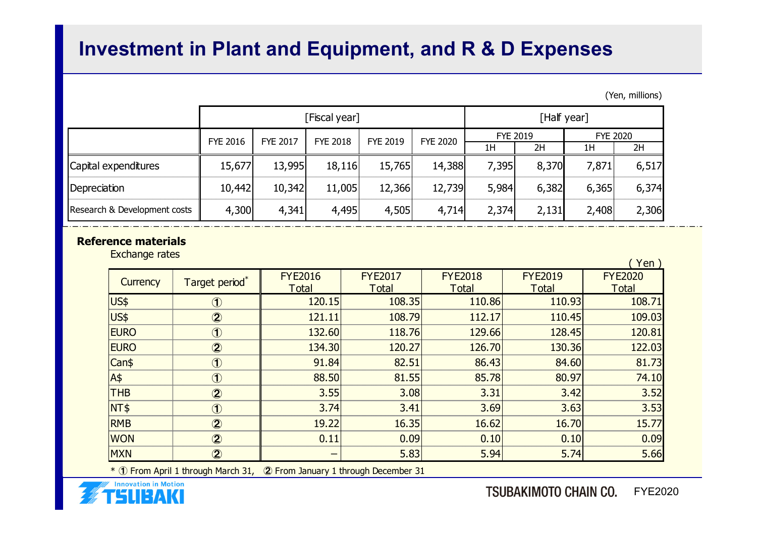# Investment in Plant and Equipment, and R & D Expenses

(Yen, millions)

| | [Fiscal year] | | | | | [Half year] | | | |
|---|---|---|---|---|---|---|---|---|---|
| | FYE 2016 | FYE 2017 | FYE 2018 | FYE 2019 | FYE 2020 | FYE 2019 | | FYE 2020 | |
| | | | | | | 1H | 2H | 1H | 2H |
| Capital expenditures | 15,677 | 13,995 | 18,116 | 15,765 | 14,388 | 7,395 | 8,370 | 7,871 | 6,517 |
| Depreciation | 10,442 | 10,342 | 11,005 | 12,366 | 12,739 | 5,984 | 6,382 | 6,365 | 6,374 |
| Research & Development costs | 4,300 | 4,341 | 4,495 | 4,505 | 4,714 | 2,374 | 2,131 | 2,408 | 2,306 |

**Reference materials**

Exchange rates

( Yen )

| Currency | Target period* | FYE2016 Total | FYE2017 Total | FYE2018 Total | FYE2019 Total | FYE2020 Total |
|---|---|---|---|---|---|---|
| US$ | ① | 120.15 | 108.35 | 110.86 | 110.93 | 108.71 |
| US$ | ② | 121.11 | 108.79 | 112.17 | 110.45 | 109.03 |
| EURO | ① | 132.60 | 118.76 | 129.66 | 128.45 | 120.81 |
| EURO | ② | 134.30 | 120.27 | 126.70 | 130.36 | 122.03 |
| Can$ | ① | 91.84 | 82.51 | 86.43 | 84.60 | 81.73 |
| A$ | ① | 88.50 | 81.55 | 85.78 | 80.97 | 74.10 |
| THB | ② | 3.55 | 3.08 | 3.31 | 3.42 | 3.52 |
| NT$ | ① | 3.74 | 3.41 | 3.69 | 3.63 | 3.53 |
| RMB | ② | 19.22 | 16.35 | 16.62 | 16.70 | 15.77 |
| WON | ② | 0.11 | 0.09 | 0.10 | 0.10 | 0.09 |
| MXN | ② | – | 5.83 | 5.94 | 5.74 | 5.66 |

* ① From April 1 through March 31, ② From January 1 through December 31